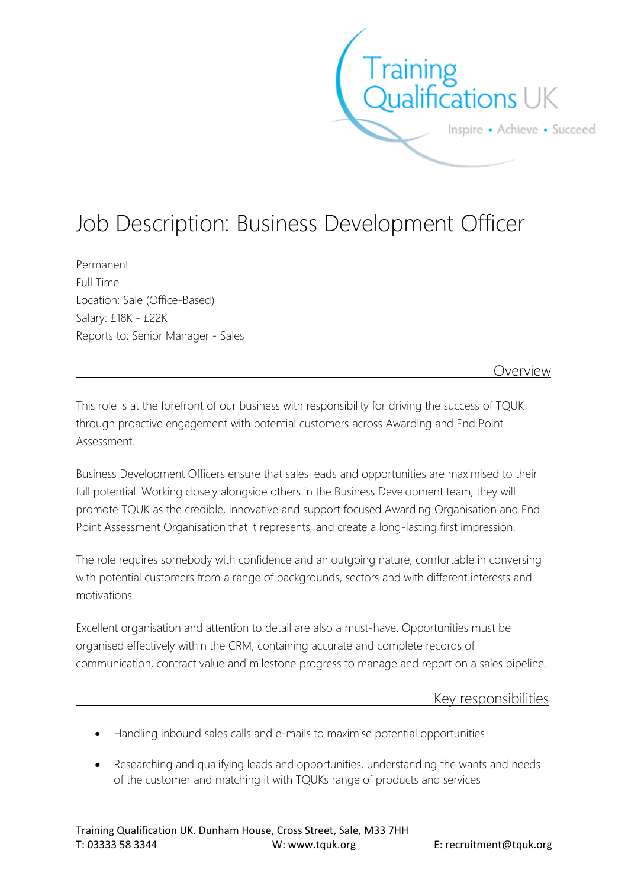# Job Description: Business Development Officer

Permanent
Full Time
Location: Sale (Office-Based)
Salary: £18K - £22K
Reports to: Senior Manager - Sales

## Overview

This role is at the forefront of our business with responsibility for driving the success of TQUK through proactive engagement with potential customers across Awarding and End Point Assessment.

Business Development Officers ensure that sales leads and opportunities are maximised to their full potential. Working closely alongside others in the Business Development team, they will promote TQUK as the credible, innovative and support focused Awarding Organisation and End Point Assessment Organisation that it represents, and create a long-lasting first impression.

The role requires somebody with confidence and an outgoing nature, comfortable in conversing with potential customers from a range of backgrounds, sectors and with different interests and motivations.

Excellent organisation and attention to detail are also a must-have. Opportunities must be organised effectively within the CRM, containing accurate and complete records of communication, contract value and milestone progress to manage and report on a sales pipeline.

## Key responsibilities

- Handling inbound sales calls and e-mails to maximise potential opportunities
- Researching and qualifying leads and opportunities, understanding the wants and needs of the customer and matching it with TQUKs range of products and services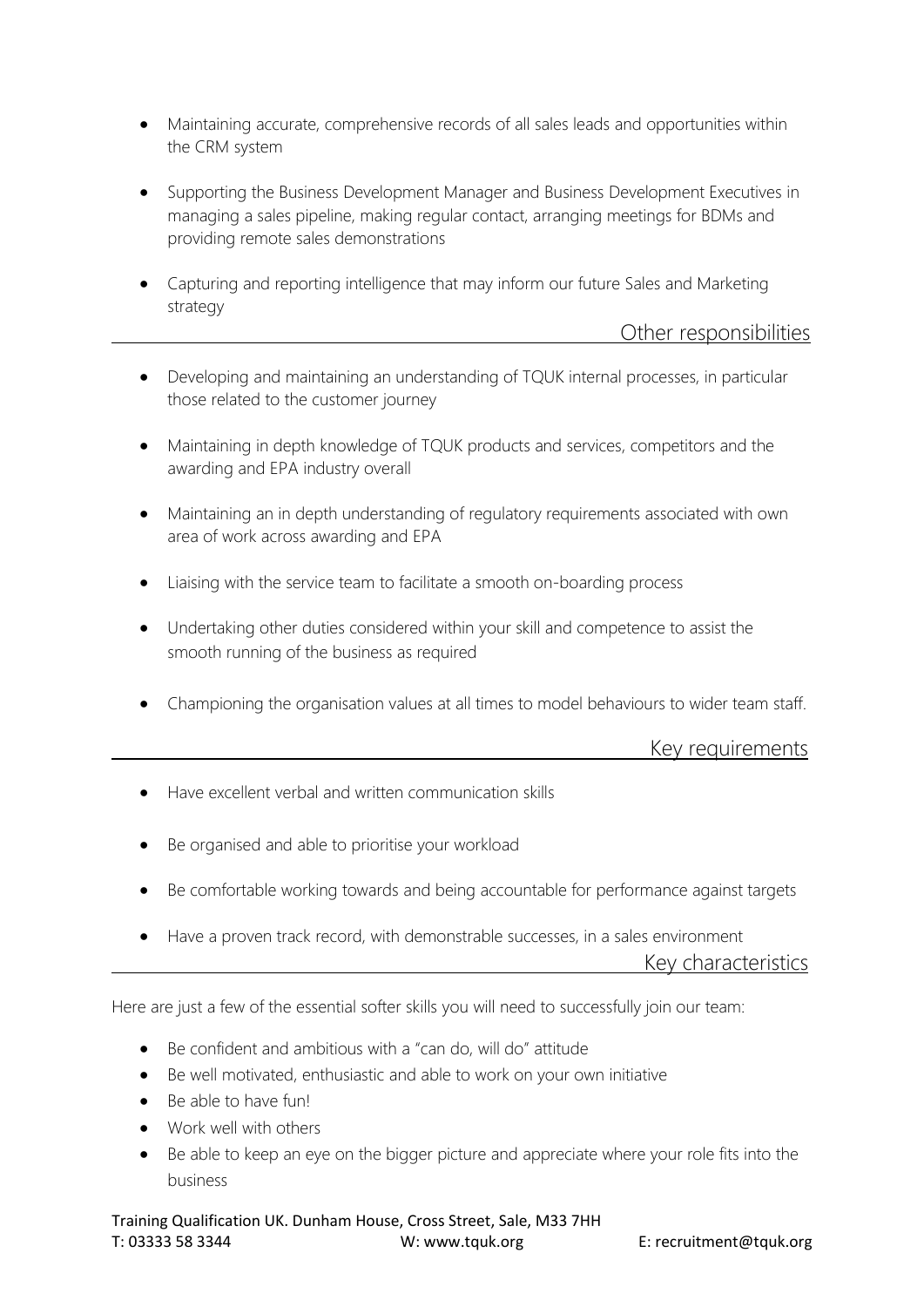- Maintaining accurate, comprehensive records of all sales leads and opportunities within the CRM system
- Supporting the Business Development Manager and Business Development Executives in managing a sales pipeline, making regular contact, arranging meetings for BDMs and providing remote sales demonstrations
- Capturing and reporting intelligence that may inform our future Sales and Marketing strategy

## Other responsibilities

- Developing and maintaining an understanding of TQUK internal processes, in particular those related to the customer journey
- Maintaining in depth knowledge of TQUK products and services, competitors and the awarding and EPA industry overall
- Maintaining an in depth understanding of regulatory requirements associated with own area of work across awarding and EPA
- Liaising with the service team to facilitate a smooth on-boarding process
- Undertaking other duties considered within your skill and competence to assist the smooth running of the business as required
- Championing the organisation values at all times to model behaviours to wider team staff.

## Key requirements

- Have excellent verbal and written communication skills
- Be organised and able to prioritise your workload
- Be comfortable working towards and being accountable for performance against targets
- Have a proven track record, with demonstrable successes, in a sales environment

## Key characteristics

Here are just a few of the essential softer skills you will need to successfully join our team:

- Be confident and ambitious with a "can do, will do" attitude
- Be well motivated, enthusiastic and able to work on your own initiative
- Be able to have fun!
- Work well with others
- Be able to keep an eye on the bigger picture and appreciate where your role fits into the business

Training Qualification UK. Dunham House, Cross Street, Sale, M33 7HH
T: 03333 58 3344 W: www.tquk.org E: recruitment@tquk.org